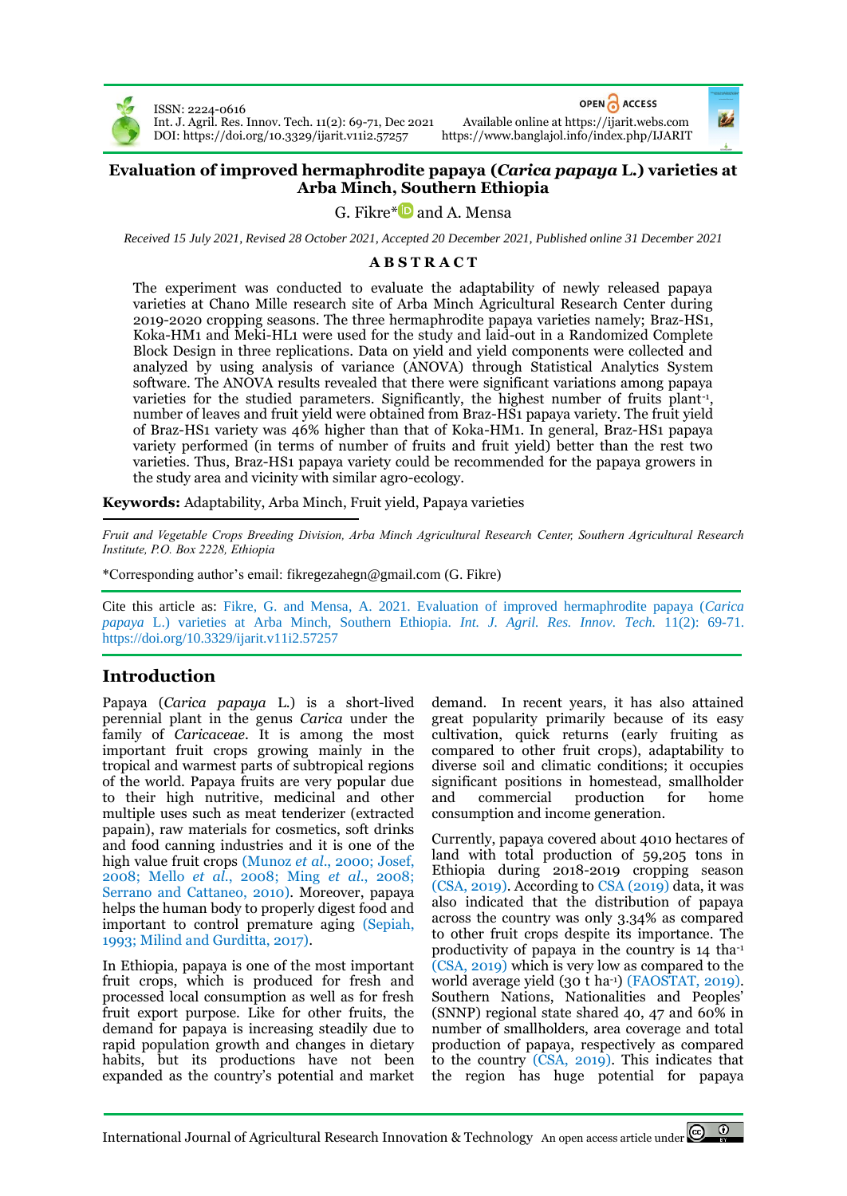ISSN: 2224-0616
Int. J. Agril. Res. Innov. Tech. 11(2): 69-71, Dec 2021
DOI: https://doi.org/10.3329/ijarit.v11i2.57257

OPEN ACCESS
Available online at https://ijarit.webs.com
https://www.banglajol.info/index.php/IJARIT

# Evaluation of improved hermaphrodite papaya (*Carica papaya* L.) varieties at Arba Minch, Southern Ethiopia

G. Fikre* and A. Mensa

*Received 15 July 2021, Revised 28 October 2021, Accepted 20 December 2021, Published online 31 December 2021*

## ABSTRACT

The experiment was conducted to evaluate the adaptability of newly released papaya varieties at Chano Mille research site of Arba Minch Agricultural Research Center during 2019-2020 cropping seasons. The three hermaphrodite papaya varieties namely; Braz-HS1, Koka-HM1 and Meki-HL1 were used for the study and laid-out in a Randomized Complete Block Design in three replications. Data on yield and yield components were collected and analyzed by using analysis of variance (ANOVA) through Statistical Analytics System software. The ANOVA results revealed that there were significant variations among papaya varieties for the studied parameters. Significantly, the highest number of fruits plant$^{-1}$, number of leaves and fruit yield were obtained from Braz-HS1 papaya variety. The fruit yield of Braz-HS1 variety was 46% higher than that of Koka-HM1. In general, Braz-HS1 papaya variety performed (in terms of number of fruits and fruit yield) better than the rest two varieties. Thus, Braz-HS1 papaya variety could be recommended for the papaya growers in the study area and vicinity with similar agro-ecology.

**Keywords:** Adaptability, Arba Minch, Fruit yield, Papaya varieties

*Fruit and Vegetable Crops Breeding Division, Arba Minch Agricultural Research Center, Southern Agricultural Research Institute, P.O. Box 2228, Ethiopia*

*Corresponding author's email: fikregezahegn@gmail.com (G. Fikre)

Cite this article as: Fikre, G. and Mensa, A. 2021. Evaluation of improved hermaphrodite papaya (*Carica papaya* L.) varieties at Arba Minch, Southern Ethiopia. *Int. J. Agril. Res. Innov. Tech.* 11(2): 69-71. https://doi.org/10.3329/ijarit.v11i2.57257

## Introduction

Papaya (*Carica papaya* L.) is a short-lived perennial plant in the genus *Carica* under the family of *Caricaceae*. It is among the most important fruit crops growing mainly in the tropical and warmest parts of subtropical regions of the world. Papaya fruits are very popular due to their high nutritive, medicinal and other multiple uses such as meat tenderizer (extracted papain), raw materials for cosmetics, soft drinks and food canning industries and it is one of the high value fruit crops (Munoz *et al*., 2000; Josef, 2008; Mello *et al*., 2008; Ming *et al*., 2008; Serrano and Cattaneo, 2010). Moreover, papaya helps the human body to properly digest food and important to control premature aging (Sepiah, 1993; Milind and Gurditta, 2017).

In Ethiopia, papaya is one of the most important fruit crops, which is produced for fresh and processed local consumption as well as for fresh fruit export purpose. Like for other fruits, the demand for papaya is increasing steadily due to rapid population growth and changes in dietary habits, but its productions have not been expanded as the country's potential and market demand. In recent years, it has also attained great popularity primarily because of its easy cultivation, quick returns (early fruiting as compared to other fruit crops), adaptability to diverse soil and climatic conditions; it occupies significant positions in homestead, smallholder and commercial production for home consumption and income generation.

Currently, papaya covered about 4010 hectares of land with total production of 59,205 tons in Ethiopia during 2018-2019 cropping season (CSA, 2019). According to CSA (2019) data, it was also indicated that the distribution of papaya across the country was only 3.34% as compared to other fruit crops despite its importance. The productivity of papaya in the country is 14 tha$^{-1}$ (CSA, 2019) which is very low as compared to the world average yield (30 t ha$^{-1}$) (FAOSTAT, 2019). Southern Nations, Nationalities and Peoples' (SNNP) regional state shared 40, 47 and 60% in number of smallholders, area coverage and total production of papaya, respectively as compared to the country (CSA, 2019). This indicates that the region has huge potential for papaya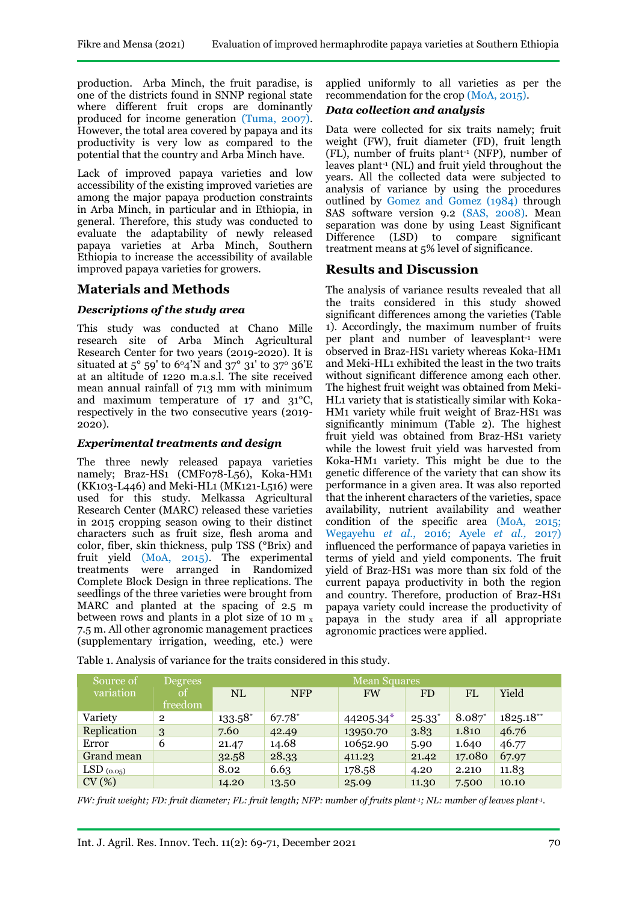production. Arba Minch, the fruit paradise, is one of the districts found in SNNP regional state where different fruit crops are dominantly produced for income generation (Tuma, 2007). However, the total area covered by papaya and its productivity is very low as compared to the potential that the country and Arba Minch have.

Lack of improved papaya varieties and low accessibility of the existing improved varieties are among the major papaya production constraints in Arba Minch, in particular and in Ethiopia, in general. Therefore, this study was conducted to evaluate the adaptability of newly released papaya varieties at Arba Minch, Southern Ethiopia to increase the accessibility of available improved papaya varieties for growers.

## Materials and Methods

### *Descriptions of the study area*

This study was conducted at Chano Mille research site of Arba Minch Agricultural Research Center for two years (2019-2020). It is situated at 5° 59' to 6°4'N and 37° 31' to 37° 36'E at an altitude of 1220 m.a.s.l. The site received mean annual rainfall of 713 mm with minimum and maximum temperature of 17 and 31°C, respectively in the two consecutive years (2019-2020).

### *Experimental treatments and design*

The three newly released papaya varieties namely; Braz-HS1 (CMF078-L56), Koka-HM1 (KK103-L446) and Meki-HL1 (MK121-L516) were used for this study. Melkassa Agricultural Research Center (MARC) released these varieties in 2015 cropping season owing to their distinct characters such as fruit size, flesh aroma and color, fiber, skin thickness, pulp TSS (°Brix) and fruit yield (MoA, 2015). The experimental treatments were arranged in Randomized Complete Block Design in three replications. The seedlings of the three varieties were brought from MARC and planted at the spacing of 2.5 m between rows and plants in a plot size of 10 m x 7.5 m. All other agronomic management practices (supplementary irrigation, weeding, etc.) were applied uniformly to all varieties as per the recommendation for the crop (MoA, 2015).

### *Data collection and analysis*

Data were collected for six traits namely; fruit weight (FW), fruit diameter (FD), fruit length (FL), number of fruits plant$^{-1}$ (NFP), number of leaves plant$^{-1}$ (NL) and fruit yield throughout the years. All the collected data were subjected to analysis of variance by using the procedures outlined by Gomez and Gomez (1984) through SAS software version 9.2 (SAS, 2008). Mean separation was done by using Least Significant Difference (LSD) to compare significant treatment means at 5% level of significance.

## Results and Discussion

The analysis of variance results revealed that all the traits considered in this study showed significant differences among the varieties (Table 1). Accordingly, the maximum number of fruits per plant and number of leavesplant$^{-1}$ were observed in Braz-HS1 variety whereas Koka-HM1 and Meki-HL1 exhibited the least in the two traits without significant difference among each other. The highest fruit weight was obtained from Meki-HL1 variety that is statistically similar with Koka-HM1 variety while fruit weight of Braz-HS1 was significantly minimum (Table 2). The highest fruit yield was obtained from Braz-HS1 variety while the lowest fruit yield was harvested from Koka-HM1 variety. This might be due to the genetic difference of the variety that can show its performance in a given area. It was also reported that the inherent characters of the varieties, space availability, nutrient availability and weather condition of the specific area (MoA, 2015; Wegayehu *et al.*, 2016; Ayele *et al.*, 2017) influenced the performance of papaya varieties in terms of yield and yield components. The fruit yield of Braz-HS1 was more than six fold of the current papaya productivity in both the region and country. Therefore, production of Braz-HS1 papaya variety could increase the productivity of papaya in the study area if all appropriate agronomic practices were applied.

Table 1. Analysis of variance for the traits considered in this study.

| Source of variation | Degrees of freedom | Mean Squares | | | | | |
|---|---|---|---|---|---|---|---|
| | | NL | NFP | FW | FD | FL | Yield |
| Variety | 2 | 133.58* | 67.78* | 44205.34* | 25.33* | 8.087* | 1825.18** |
| Replication | 3 | 7.60 | 42.49 | 13950.70 | 3.83 | 1.810 | 46.76 |
| Error | 6 | 21.47 | 14.68 | 10652.90 | 5.90 | 1.640 | 46.77 |
| Grand mean | | 32.58 | 28.33 | 411.23 | 21.42 | 17.080 | 67.97 |
| LSD $_{(0.05)}$ | | 8.02 | 6.63 | 178.58 | 4.20 | 2.210 | 11.83 |
| CV (%) | | 14.20 | 13.50 | 25.09 | 11.30 | 7.500 | 10.10 |

*FW: fruit weight; FD: fruit diameter; FL: fruit length; NFP: number of fruits plant$^{-1}$; NL: number of leaves plant$^{-1}$.*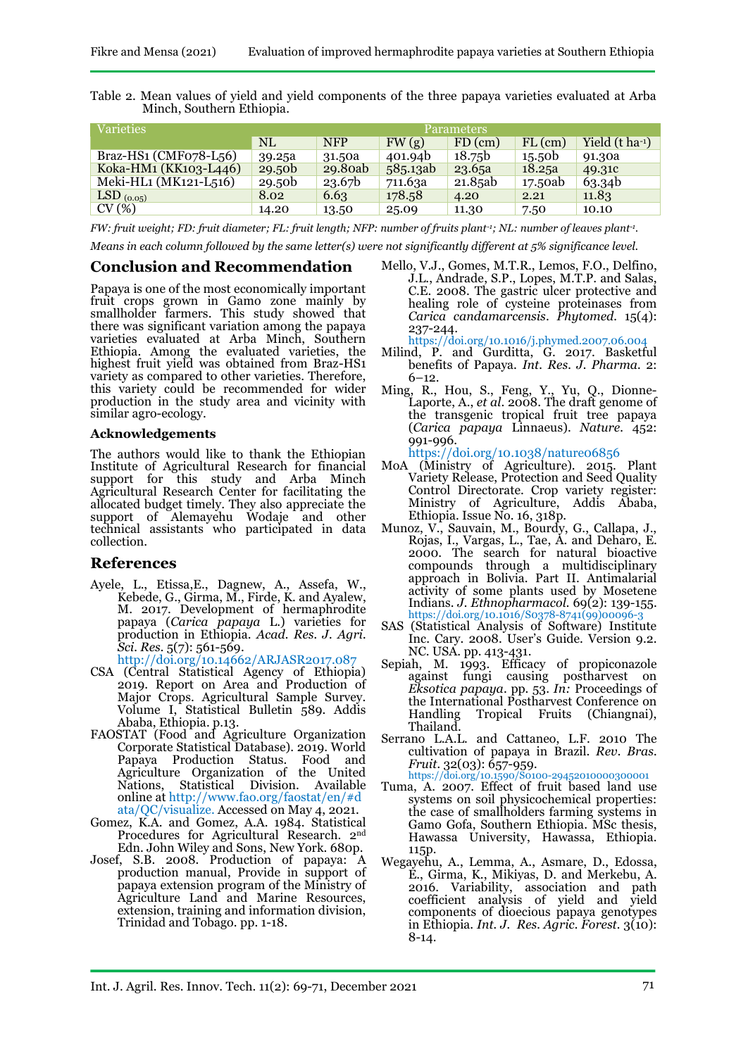Table 2. Mean values of yield and yield components of the three papaya varieties evaluated at Arba Minch, Southern Ethiopia.

| Varieties | Parameters | | | | | |
|---|---|---|---|---|---|---|
| | NL | NFP | FW (g) | FD (cm) | FL (cm) | Yield (t ha⁻¹) |
| Braz-HS1 (CMF078-L56) | 39.25a | 31.50a | 401.94b | 18.75b | 15.50b | 91.30a |
| Koka-HM1 (KK103-L446) | 29.50b | 29.80ab | 585.13ab | 23.65a | 18.25a | 49.31c |
| Meki-HL1 (MK121-L516) | 29.50b | 23.67b | 711.63a | 21.85ab | 17.50ab | 63.34b |
| $LSD_{(0.05)}$ | 8.02 | 6.63 | 178.58 | 4.20 | 2.21 | 11.83 |
| CV (%) | 14.20 | 13.50 | 25.09 | 11.30 | 7.50 | 10.10 |

*FW: fruit weight; FD: fruit diameter; FL: fruit length; NFP: number of fruits plant⁻¹; NL: number of leaves plant⁻¹.*

*Means in each column followed by the same letter(s) were not significantly different at 5% significance level.*

## Conclusion and Recommendation

Papaya is one of the most economically important fruit crops grown in Gamo zone mainly by smallholder farmers. This study showed that there was significant variation among the papaya varieties evaluated at Arba Minch, Southern Ethiopia. Among the evaluated varieties, the highest fruit yield was obtained from Braz-HS1 variety as compared to other varieties. Therefore, this variety could be recommended for wider production in the study area and vicinity with similar agro-ecology.

### Acknowledgements

The authors would like to thank the Ethiopian Institute of Agricultural Research for financial support for this study and Arba Minch Agricultural Research Center for facilitating the allocated budget timely. They also appreciate the support of Alemayehu Wodaje and other technical assistants who participated in data collection.

## References

Ayele, L., Etissa,E., Dagnew, A., Assefa, W., Kebede, G., Girma, M., Firde, K. and Ayalew, M. 2017. Development of hermaphrodite papaya (*Carica papaya* L.) varieties for production in Ethiopia. *Acad. Res. J. Agri. Sci. Res.* 5(7): 561-569. http://doi.org/10.14662/ARJASR2017.087

CSA (Central Statistical Agency of Ethiopia) 2019. Report on Area and Production of Major Crops. Agricultural Sample Survey. Volume I, Statistical Bulletin 589. Addis Ababa, Ethiopia. p.13.

FAOSTAT (Food and Agriculture Organization Corporate Statistical Database). 2019. World Papaya Production Status. Food and Agriculture Organization of the United Nations, Statistical Division. Available online at http://www.fao.org/faostat/en/#data/QC/visualize. Accessed on May 4, 2021.

Gomez, K.A. and Gomez, A.A. 1984. Statistical Procedures for Agricultural Research. 2nd Edn. John Wiley and Sons, New York. 680p.

Josef, S.B. 2008. Production of papaya: A production manual, Provide in support of papaya extension program of the Ministry of Agriculture Land and Marine Resources, extension, training and information division, Trinidad and Tobago. pp. 1-18.

Mello, V.J., Gomes, M.T.R., Lemos, F.O., Delfino, J.L., Andrade, S.P., Lopes, M.T.P. and Salas, C.E. 2008. The gastric ulcer protective and healing role of cysteine proteinases from *Carica candamarcensis*. *Phytomed.* 15(4): 237-244. https://doi.org/10.1016/j.phymed.2007.06.004

Milind, P. and Gurditta, G. 2017. Basketful benefits of Papaya. *Int. Res. J. Pharma.* 2: 6–12.

Ming, R., Hou, S., Feng, Y., Yu, Q., Dionne-Laporte, A., *et al*. 2008. The draft genome of the transgenic tropical fruit tree papaya (*Carica papaya* Linnaeus). *Nature.* 452: 991-996. https://doi.org/10.1038/nature06856

MoA (Ministry of Agriculture). 2015. Plant Variety Release, Protection and Seed Quality Control Directorate. Crop variety register: Ministry of Agriculture, Addis Ababa, Ethiopia. Issue No. 16, 318p.

Munoz, V., Sauvain, M., Bourdy, G., Callapa, J., Rojas, I., Vargas, L., Tae, A. and Deharo, E. 2000. The search for natural bioactive compounds through a multidisciplinary approach in Bolivia. Part II. Antimalarial activity of some plants used by Mosetene Indians. *J. Ethnopharmacol.* 69(2): 139-155. https://doi.org/10.1016/S0378-8741(99)00096-3

SAS (Statistical Analysis of Software) Institute Inc. Cary. 2008. User's Guide. Version 9.2. NC. USA. pp. 413-431.

Sepiah, M. 1993. Efficacy of propiconazole against fungi causing postharvest on *Eksotica papaya*. pp. 53. *In:* Proceedings of the International Postharvest Conference on Handling Tropical Fruits (Chiangnai), Thailand.

Serrano L.A.L. and Cattaneo, L.F. 2010 The cultivation of papaya in Brazil. *Rev. Bras. Fruit.* 32(03): 657-959. https://doi.org/10.1590/S0100-29452010000300001

Tuma, A. 2007. Effect of fruit based land use systems on soil physicochemical properties: the case of smallholders farming systems in Gamo Gofa, Southern Ethiopia. MSc thesis, Hawassa University, Hawassa, Ethiopia. 115p.

Wegayehu, A., Lemma, A., Asmare, D., Edossa, E., Girma, K., Mikiyas, D. and Merkebu, A. 2016. Variability, association and path coefficient analysis of yield and yield components of dioecious papaya genotypes in Ethiopia. *Int. J. Res. Agric. Forest.* 3(10): 8-14.